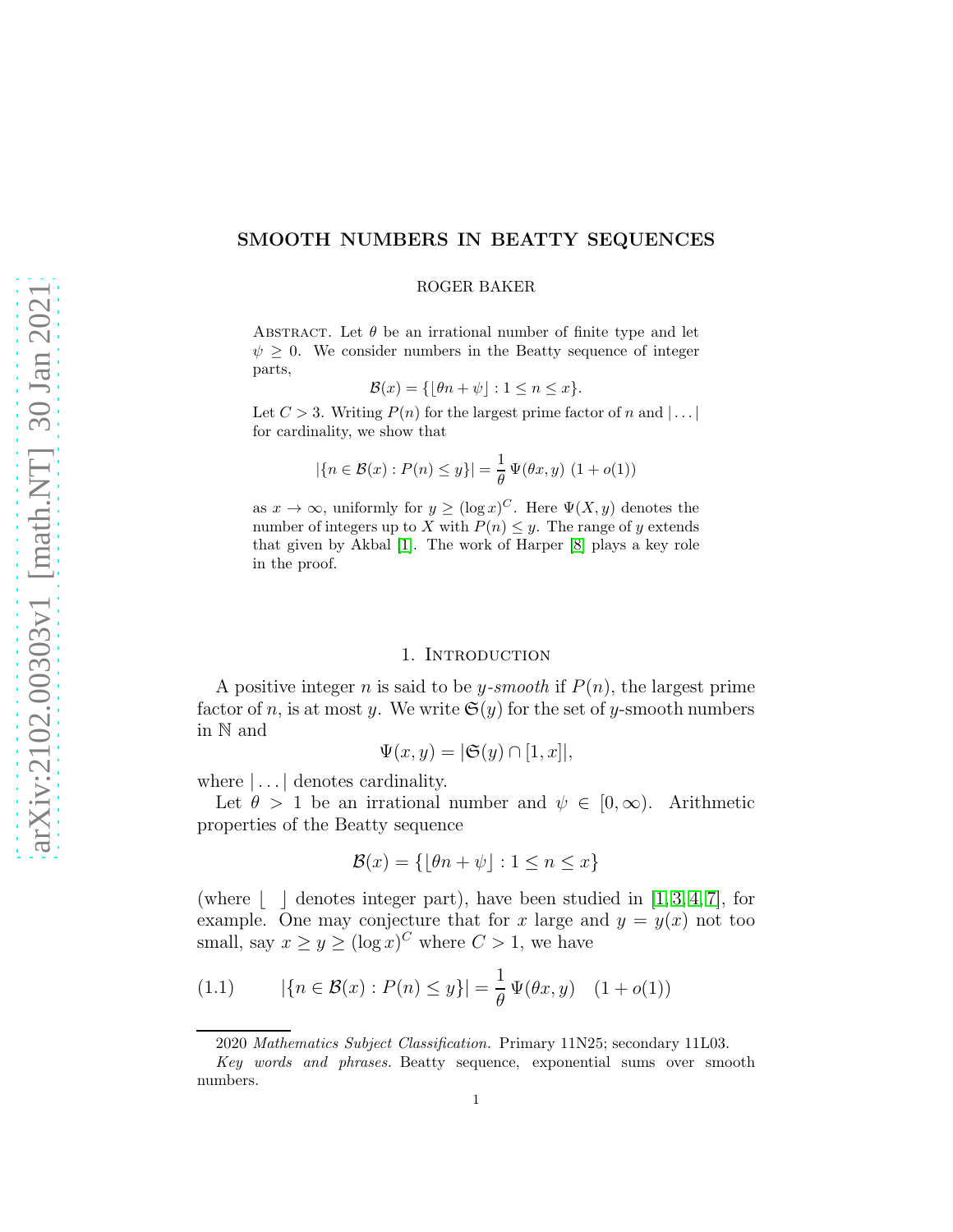# SMOOTH NUMBERS IN BEATTY SEQUENCES

ROGER BAKER

Abstract. Let $\theta$ be an irrational number of finite type and let $\psi \geq 0$. We consider numbers in the Beatty sequence of integer parts,

$$\mathcal{B}(x) = \{\lfloor \theta n + \psi \rfloor : 1 \leq n \leq x\}.$$

Let $C > 3$. Writing $P(n)$ for the largest prime factor of $n$ and $|\ldots|$ for cardinality, we show that

$$|\{n \in \mathcal{B}(x) : P(n) \leq y\}| = \frac{1}{\theta}\, \Psi(\theta x, y)\ (1 + o(1))$$

as $x \to \infty$, uniformly for $y \geq (\log x)^C$. Here $\Psi(X, y)$ denotes the number of integers up to $X$ with $P(n) \leq y$. The range of $y$ extends that given by Akbal [1]. The work of Harper [8] plays a key role in the proof.

## 1. Introduction

A positive integer $n$ is said to be *$y$-smooth* if $P(n)$, the largest prime factor of $n$, is at most $y$. We write $\mathfrak{S}(y)$ for the set of $y$-smooth numbers in $\mathbb{N}$ and

$$\Psi(x, y) = |\mathfrak{S}(y) \cap [1, x]|,$$

where $|\ldots|$ denotes cardinality.

Let $\theta > 1$ be an irrational number and $\psi \in [0, \infty)$. Arithmetic properties of the Beatty sequence

$$\mathcal{B}(x) = \{\lfloor \theta n + \psi \rfloor : 1 \leq n \leq x\}$$

(where $\lfloor\ \ \rfloor$ denotes integer part), have been studied in [1,3,4,7], for example. One may conjecture that for $x$ large and $y = y(x)$ not too small, say $x \geq y \geq (\log x)^C$ where $C > 1$, we have

$$(1.1) \qquad |\{n \in \mathcal{B}(x) : P(n) \leq y\}| = \frac{1}{\theta}\, \Psi(\theta x, y) \quad (1 + o(1))$$

2020 *Mathematics Subject Classification.* Primary 11N25; secondary 11L03.

*Key words and phrases.* Beatty sequence, exponential sums over smooth numbers.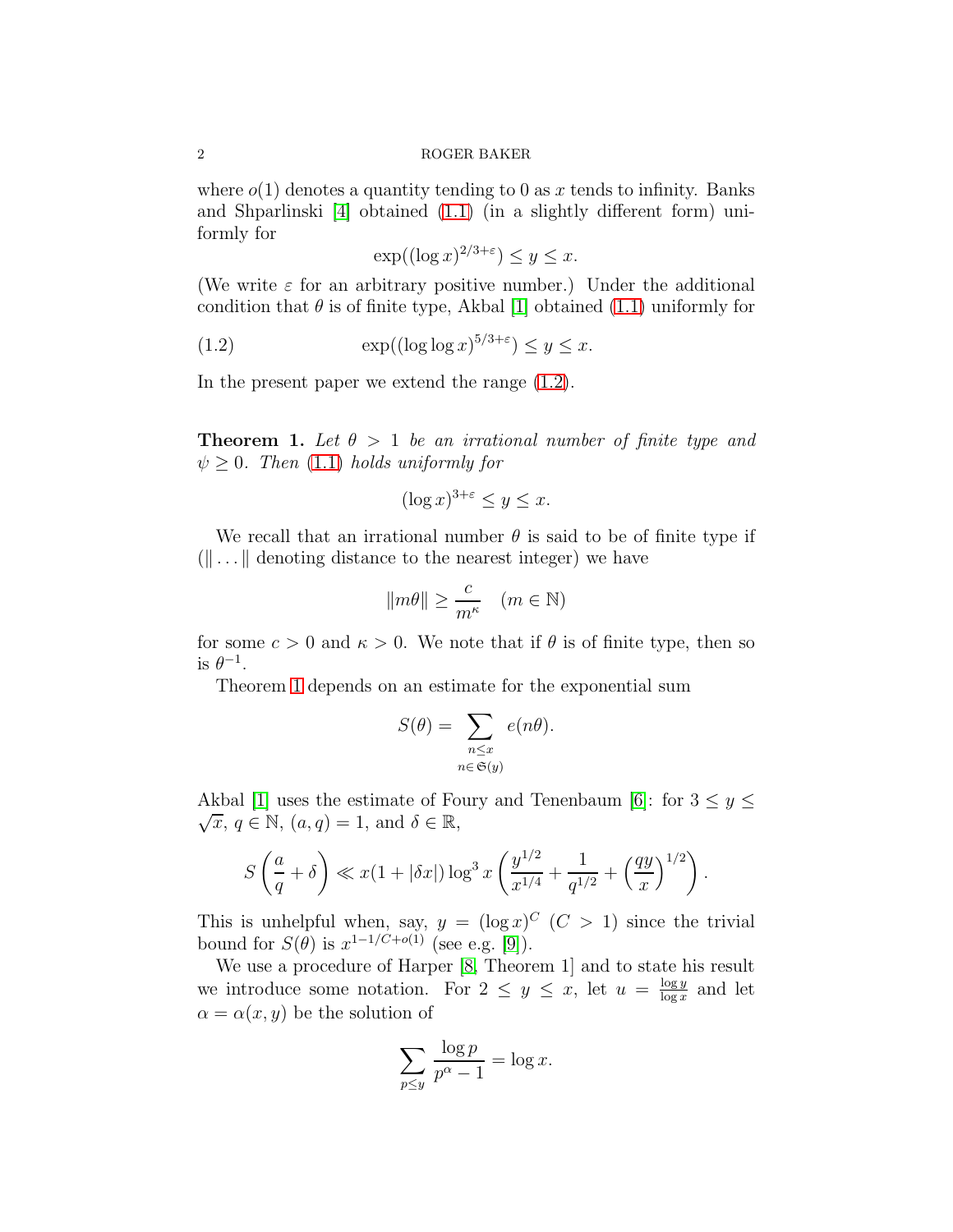where $o(1)$ denotes a quantity tending to 0 as $x$ tends to infinity. Banks and Shparlinski [4] obtained (1.1) (in a slightly different form) uniformly for

$$\exp((\log x)^{2/3+\varepsilon}) \le y \le x.$$

(We write $\varepsilon$ for an arbitrary positive number.) Under the additional condition that $\theta$ is of finite type, Akbal [1] obtained (1.1) uniformly for

$$\exp((\log\log x)^{5/3+\varepsilon}) \le y \le x. \tag{1.2}$$

In the present paper we extend the range (1.2).

**Theorem 1.** *Let $\theta > 1$ be an irrational number of finite type and $\psi \ge 0$. Then (1.1) holds uniformly for*

$$(\log x)^{3+\varepsilon} \le y \le x.$$

We recall that an irrational number $\theta$ is said to be of finite type if ($\| \dots \|$ denoting distance to the nearest integer) we have

$$\|m\theta\| \ge \frac{c}{m^\kappa} \quad (m \in \mathbb{N})$$

for some $c > 0$ and $\kappa > 0$. We note that if $\theta$ is of finite type, then so is $\theta^{-1}$.

Theorem 1 depends on an estimate for the exponential sum

$$S(\theta) = \sum_{\substack{n \le x \\ n \in \mathfrak{S}(y)}} e(n\theta).$$

Akbal [1] uses the estimate of Foury and Tenenbaum [6]: for $3 \le y \le \sqrt{x}$, $q \in \mathbb{N}$, $(a,q) = 1$, and $\delta \in \mathbb{R}$,

$$S\left(\frac{a}{q} + \delta\right) \ll x(1 + |\delta x|)\log^3 x \left(\frac{y^{1/2}}{x^{1/4}} + \frac{1}{q^{1/2}} + \left(\frac{qy}{x}\right)^{1/2}\right).$$

This is unhelpful when, say, $y = (\log x)^C$ $(C > 1)$ since the trivial bound for $S(\theta)$ is $x^{1-1/C+o(1)}$ (see e.g. [9]).

We use a procedure of Harper [8, Theorem 1] and to state his result we introduce some notation. For $2 \le y \le x$, let $u = \frac{\log y}{\log x}$ and let $\alpha = \alpha(x,y)$ be the solution of

$$\sum_{p \le y} \frac{\log p}{p^\alpha - 1} = \log x.$$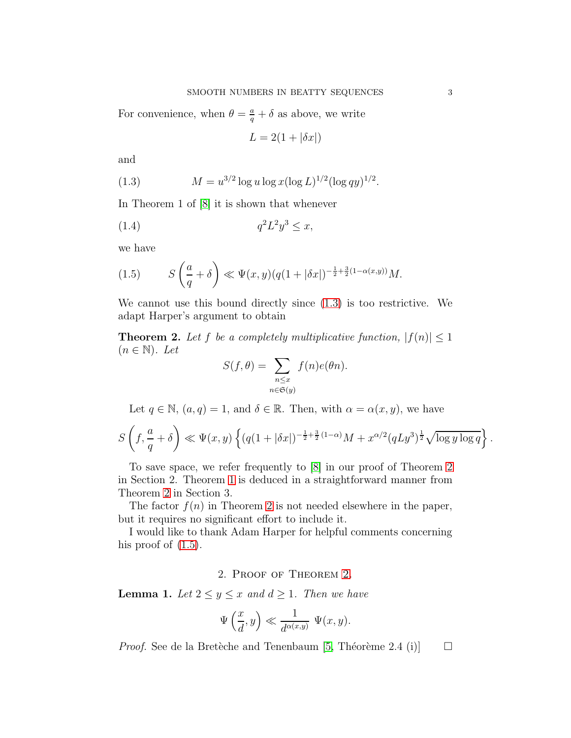For convenience, when $\theta = \frac{a}{q} + \delta$ as above, we write

$$L = 2(1 + |\delta x|)$$

and

$$M = u^{3/2} \log u \log x (\log L)^{1/2} (\log qy)^{1/2}. \tag{1.3}$$

In Theorem 1 of [8] it is shown that whenever

$$q^2 L^2 y^3 \leq x, \tag{1.4}$$

we have

$$S\left(\frac{a}{q} + \delta\right) \ll \Psi(x,y)(q(1 + |\delta x|)^{-\frac{1}{2} + \frac{3}{2}(1-\alpha(x,y))} M. \tag{1.5}$$

We cannot use this bound directly since (1.3) is too restrictive. We adapt Harper's argument to obtain

**Theorem 2.** *Let $f$ be a completely multiplicative function, $|f(n)| \leq 1$ ($n \in \mathbb{N}$). Let*

$$S(f, \theta) = \sum_{\substack{n \leq x \\ n \in \mathfrak{S}(y)}} f(n) e(\theta n).$$

*Let $q \in \mathbb{N}$, $(a,q) = 1$, and $\delta \in \mathbb{R}$. Then, with $\alpha = \alpha(x,y)$, we have*

$$S\left(f, \frac{a}{q} + \delta\right) \ll \Psi(x,y) \left\{ (q(1 + |\delta x|)^{-\frac{1}{2} + \frac{3}{2}(1-\alpha)} M + x^{\alpha/2} (qLy^3)^{\frac{1}{2}} \sqrt{\log y \log q} \right\}.$$

To save space, we refer frequently to [8] in our proof of Theorem 2 in Section 2. Theorem 1 is deduced in a straightforward manner from Theorem 2 in Section 3.

The factor $f(n)$ in Theorem 2 is not needed elsewhere in the paper, but it requires no significant effort to include it.

I would like to thank Adam Harper for helpful comments concerning his proof of (1.5).

## 2. Proof of Theorem 2.

**Lemma 1.** *Let $2 \leq y \leq x$ and $d \geq 1$. Then we have*

$$\Psi\left(\frac{x}{d}, y\right) \ll \frac{1}{d^{\alpha(x,y)}} \ \Psi(x,y).$$

*Proof.* See de la Bretèche and Tenenbaum [5, Théorème 2.4 (i)] $\square$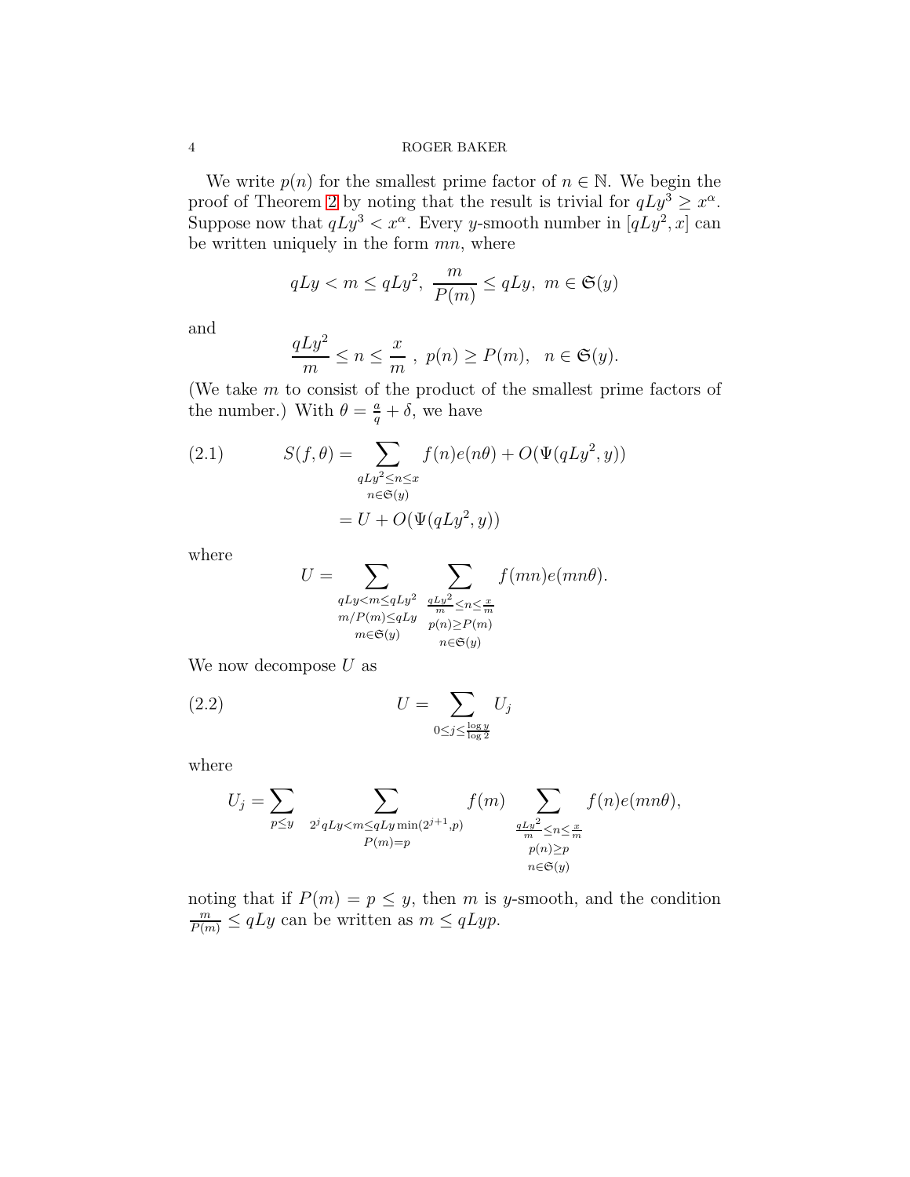We write $p(n)$ for the smallest prime factor of $n \in \mathbb{N}$. We begin the proof of Theorem 2 by noting that the result is trivial for $qLy^3 \geq x^\alpha$. Suppose now that $qLy^3 < x^\alpha$. Every $y$-smooth number in $[qLy^2, x]$ can be written uniquely in the form $mn$, where

$$qLy < m \leq qLy^2,\ \frac{m}{P(m)} \leq qLy,\ m \in \mathfrak{S}(y)$$

and

$$\frac{qLy^2}{m} \leq n \leq \frac{x}{m}\ ,\ p(n) \geq P(m),\quad n \in \mathfrak{S}(y).$$

(We take $m$ to consist of the product of the smallest prime factors of the number.) With $\theta = \frac{a}{q} + \delta$, we have

$$\begin{aligned} S(f,\theta) &= \sum_{\substack{qLy^2 \leq n \leq x \\ n \in \mathfrak{S}(y)}} f(n) e(n\theta) + O(\Psi(qLy^2, y)) \\ &= U + O(\Psi(qLy^2, y)) \end{aligned} \tag{2.1}$$

where

$$U = \sum_{\substack{qLy < m \leq qLy^2 \\ m/P(m) \leq qLy \\ m \in \mathfrak{S}(y)}} \sum_{\substack{\frac{qLy^2}{m} \leq n \leq \frac{x}{m} \\ p(n) \geq P(m) \\ n \in \mathfrak{S}(y)}} f(mn) e(mn\theta).$$

We now decompose $U$ as

$$U = \sum_{0 \leq j \leq \frac{\log y}{\log 2}} U_j \tag{2.2}$$

where

$$U_j = \sum_{p \leq y} \sum_{\substack{2^j qLy < m \leq qLy \min(2^{j+1}, p) \\ P(m) = p}} f(m) \sum_{\substack{\frac{qLy^2}{m} \leq n \leq \frac{x}{m} \\ p(n) \geq p \\ n \in \mathfrak{S}(y)}} f(n) e(mn\theta),$$

noting that if $P(m) = p \leq y$, then $m$ is $y$-smooth, and the condition $\frac{m}{P(m)} \leq qLy$ can be written as $m \leq qLyp$.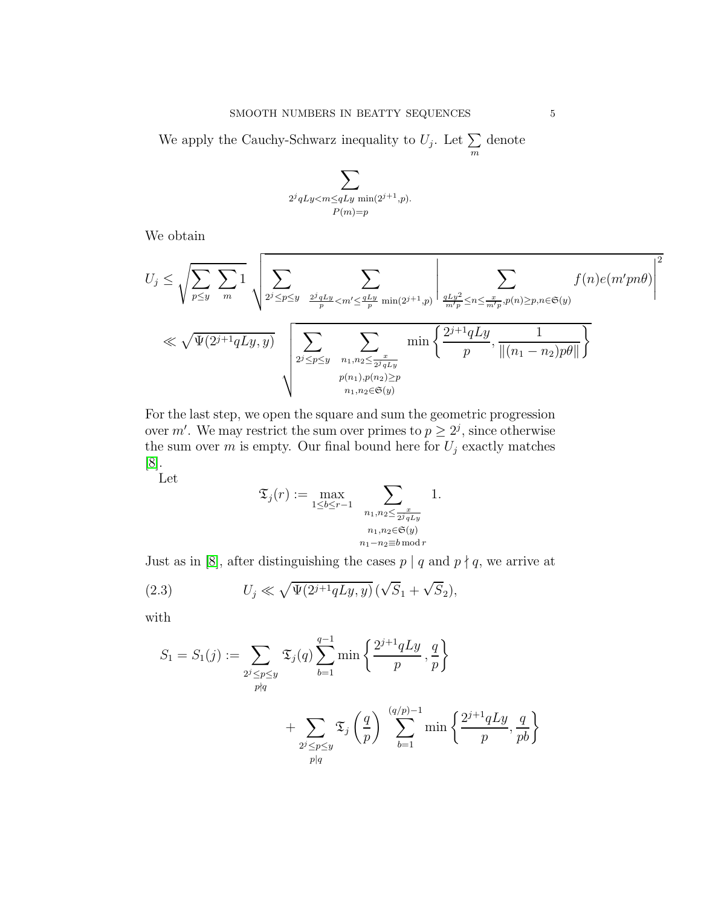We apply the Cauchy-Schwarz inequality to $U_j$. Let $\sum\limits_m$ denote

$$\sum_{\substack{2^j qLy < m \le qLy \min(2^{j+1},p). \\ P(m)=p}}$$

We obtain

$$U_j \le \sqrt{\sum_{p\le y} \sum_m 1}\ \sqrt{\sum_{2^j \le p \le y} \ \sum_{\frac{2^j qLy}{p} < m' \le \frac{qLy}{p}\min(2^{j+1},p)} \left| \sum_{\frac{qLy^2}{m'p} \le n \le \frac{x}{m'p}, p(n)\ge p, n \in \mathfrak{S}(y)} f(n) e(m'pn\theta) \right|^2}$$

$$\ll \sqrt{\Psi(2^{j+1}qLy, y)}\ \sqrt{\sum_{2^j \le p \le y} \ \sum_{\substack{n_1,n_2 \le \frac{x}{2^j qLy} \\ p(n_1), p(n_2) \ge p \\ n_1, n_2 \in \mathfrak{S}(y)}} \min\left\{ \frac{2^{j+1}qLy}{p}, \frac{1}{\|(n_1-n_2)p\theta\|} \right\}}$$

For the last step, we open the square and sum the geometric progression over $m'$. We may restrict the sum over primes to $p \ge 2^j$, since otherwise the sum over $m$ is empty. Our final bound here for $U_j$ exactly matches [8].

Let

$$\mathfrak{T}_j(r) := \max_{1\le b\le r-1} \sum_{\substack{n_1,n_2 \le \frac{x}{2^j qLy} \\ n_1,n_2 \in \mathfrak{S}(y) \\ n_1 - n_2 \equiv b \bmod r}} 1.$$

Just as in [8], after distinguishing the cases $p \mid q$ and $p \nmid q$, we arrive at

$$U_j \ll \sqrt{\Psi(2^{j+1}qLy, y)}\,(\sqrt{S}_1 + \sqrt{S}_2), \tag{2.3}$$

with

$$S_1 = S_1(j) := \sum_{\substack{2^j \le p \le y \\ p \nmid q}} \mathfrak{T}_j(q) \sum_{b=1}^{q-1} \min\left\{ \frac{2^{j+1}qLy}{p}, \frac{q}{p} \right\}$$

$$+ \sum_{\substack{2^j \le p \le y \\ p \mid q}} \mathfrak{T}_j\left(\frac{q}{p}\right) \sum_{b=1}^{(q/p)-1} \min\left\{ \frac{2^{j+1}qLy}{p}, \frac{q}{pb} \right\}$$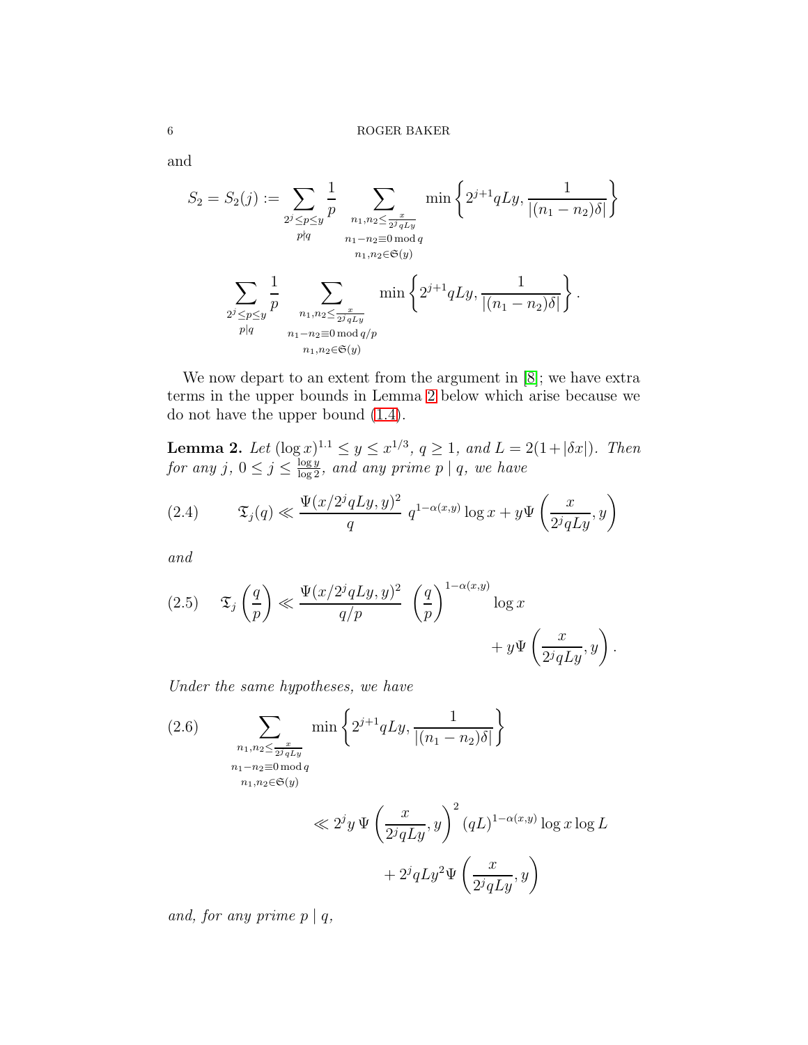and

$$S_2 = S_2(j) := \sum_{\substack{2^j \le p \le y \\ p \nmid q}} \frac{1}{p} \sum_{\substack{n_1, n_2 \le \frac{x}{2^j qLy} \\ n_1 - n_2 \equiv 0 \bmod q \\ n_1, n_2 \in \mathfrak{S}(y)}} \min\left\{2^{j+1} qLy, \frac{1}{|(n_1 - n_2)\delta|}\right\}$$

$$\sum_{\substack{2^j \le p \le y \\ p \mid q}} \frac{1}{p} \sum_{\substack{n_1, n_2 \le \frac{x}{2^j qLy} \\ n_1 - n_2 \equiv 0 \bmod q/p \\ n_1, n_2 \in \mathfrak{S}(y)}} \min\left\{2^{j+1} qLy, \frac{1}{|(n_1 - n_2)\delta|}\right\}.$$

We now depart to an extent from the argument in [8]; we have extra terms in the upper bounds in Lemma 2 below which arise because we do not have the upper bound (1.4).

**Lemma 2.** *Let* $(\log x)^{1.1} \le y \le x^{1/3}$*,* $q \ge 1$*, and* $L = 2(1 + |\delta x|)$*. Then for any* $j$*,* $0 \le j \le \frac{\log y}{\log 2}$*, and any prime* $p \mid q$*, we have*

$$\mathfrak{T}_j(q) \ll \frac{\Psi(x/2^j qLy, y)^2}{q} \ q^{1-\alpha(x,y)} \log x + y\Psi\left(\frac{x}{2^j qLy}, y\right) \tag{2.4}$$

*and*

$$\mathfrak{T}_j\left(\frac{q}{p}\right) \ll \frac{\Psi(x/2^j qLy, y)^2}{q/p} \ \left(\frac{q}{p}\right)^{1-\alpha(x,y)} \log x + y\Psi\left(\frac{x}{2^j qLy}, y\right). \tag{2.5}$$

*Under the same hypotheses, we have*

$$\sum_{\substack{n_1, n_2 \le \frac{x}{2^j qLy} \\ n_1 - n_2 \equiv 0 \bmod q \\ n_1, n_2 \in \mathfrak{S}(y)}} \min\left\{2^{j+1} qLy, \frac{1}{|(n_1 - n_2)\delta|}\right\} \ll 2^j y \, \Psi\left(\frac{x}{2^j qLy}, y\right)^2 (qL)^{1-\alpha(x,y)} \log x \log L + 2^j qLy^2 \Psi\left(\frac{x}{2^j qLy}, y\right) \tag{2.6}$$

*and, for any prime* $p \mid q$*,*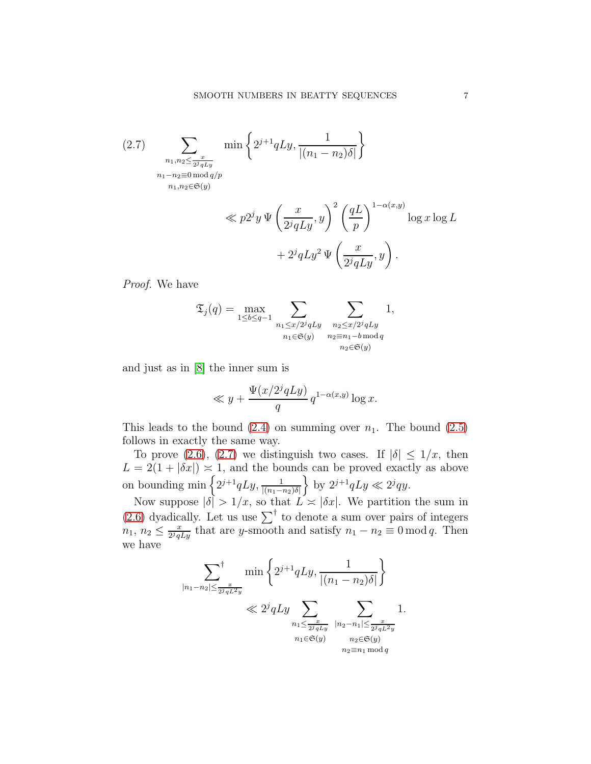$$(2.7) \qquad \sum_{\substack{n_1, n_2 \le \frac{x}{2^j qLy} \\ n_1 - n_2 \equiv 0 \bmod q/p \\ n_1, n_2 \in \mathfrak{S}(y)}} \min\left\{2^{j+1}qLy, \frac{1}{|(n_1-n_2)\delta|}\right\}$$

$$\ll p2^j y\, \Psi\left(\frac{x}{2^j qLy}, y\right)^2 \left(\frac{qL}{p}\right)^{1-\alpha(x,y)} \log x \log L$$

$$+ 2^j qLy^2\, \Psi\left(\frac{x}{2^j qLy}, y\right).$$

*Proof.* We have

$$\mathfrak{T}_j(q) = \max_{1 \le b \le q-1} \sum_{\substack{n_1 \le x/2^j qLy \\ n_1 \in \mathfrak{S}(y)}} \sum_{\substack{n_2 \le x/2^j qLy \\ n_2 \equiv n_1 - b \bmod q \\ n_2 \in \mathfrak{S}(y)}} 1,$$

and just as in [8] the inner sum is

$$\ll y + \frac{\Psi(x/2^j qLy)}{q}\, q^{1-\alpha(x,y)} \log x.$$

This leads to the bound (2.4) on summing over $n_1$. The bound (2.5) follows in exactly the same way.

To prove (2.6), (2.7) we distinguish two cases. If $|\delta| \le 1/x$, then $L = 2(1 + |\delta x|) \asymp 1$, and the bounds can be proved exactly as above on bounding $\min\left\{2^{j+1}qLy, \frac{1}{|(n_1-n_2)\delta|}\right\}$ by $2^{j+1}qLy \ll 2^j qy$.

Now suppose $|\delta| > 1/x$, so that $L \asymp |\delta x|$. We partition the sum in (2.6) dyadically. Let us use $\sum^\dagger$ to denote a sum over pairs of integers $n_1$, $n_2 \le \frac{x}{2^j qLy}$ that are $y$-smooth and satisfy $n_1 - n_2 \equiv 0 \bmod q$. Then we have

$$\sideset{}{^\dagger}\sum_{|n_1 - n_2| \le \frac{x}{2^j qL^2 y}} \min\left\{2^{j+1}qLy, \frac{1}{|(n_1-n_2)\delta|}\right\}$$

$$\ll 2^j qLy \sum_{\substack{n_1 \le \frac{x}{2^j qLy} \\ n_1 \in \mathfrak{S}(y)}} \sum_{\substack{|n_2 - n_1| \le \frac{x}{2^j qL^2 y} \\ n_2 \in \mathfrak{S}(y) \\ n_2 \equiv n_1 \bmod q}} 1.$$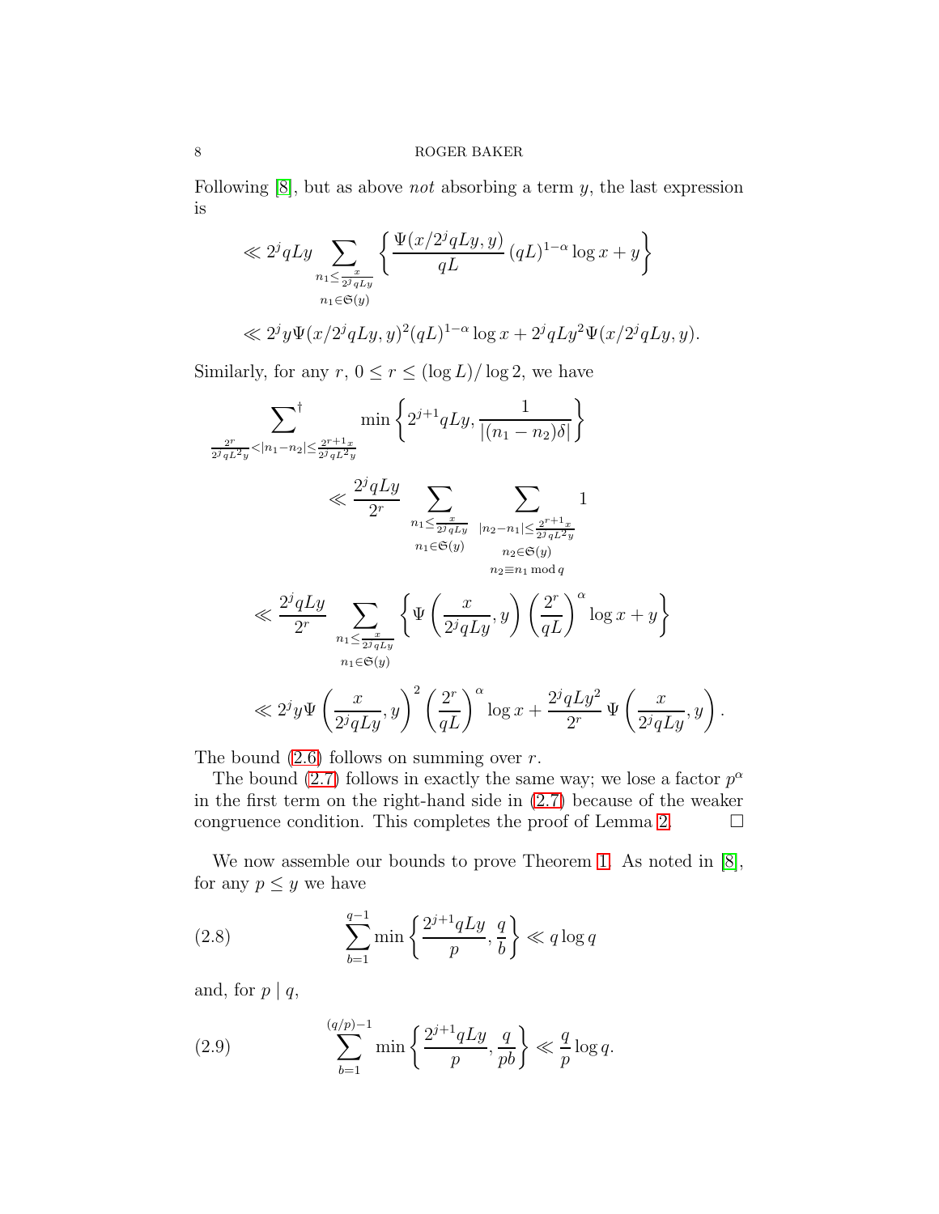Following [8], but as above *not* absorbing a term $y$, the last expression is

$$\ll 2^j qLy \sum_{\substack{n_1 \le \frac{x}{2^j qLy} \\ n_1 \in \mathfrak{S}(y)}} \left\{ \frac{\Psi(x/2^j qLy, y)}{qL} (qL)^{1-\alpha} \log x + y \right\}$$

$$\ll 2^j y \Psi(x/2^j qLy, y)^2 (qL)^{1-\alpha} \log x + 2^j qLy^2 \Psi(x/2^j qLy, y).$$

Similarly, for any $r$, $0 \le r \le (\log L)/\log 2$, we have

$$\sideset{}{^\dagger}\sum_{\frac{2^r}{2^j qL^2 y} < |n_1 - n_2| \le \frac{2^{r+1} x}{2^j qL^2 y}} \min \left\{ 2^{j+1} qLy, \frac{1}{|(n_1 - n_2)\delta|} \right\}$$

$$\ll \frac{2^j qLy}{2^r} \sum_{\substack{n_1 \le \frac{x}{2^j qLy} \\ n_1 \in \mathfrak{S}(y)}} \sum_{\substack{|n_2 - n_1| \le \frac{2^{r+1} x}{2^j qL^2 y} \\ n_2 \in \mathfrak{S}(y) \\ n_2 \equiv n_1 \bmod q}} 1$$

$$\ll \frac{2^j qLy}{2^r} \sum_{\substack{n_1 \le \frac{x}{2^j qLy} \\ n_1 \in \mathfrak{S}(y)}} \left\{ \Psi\left( \frac{x}{2^j qLy}, y \right) \left( \frac{2^r}{qL} \right)^\alpha \log x + y \right\}$$

$$\ll 2^j y \Psi\left( \frac{x}{2^j qLy}, y \right)^2 \left( \frac{2^r}{qL} \right)^\alpha \log x + \frac{2^j qLy^2}{2^r} \Psi\left( \frac{x}{2^j qLy}, y \right).$$

The bound (2.6) follows on summing over $r$.

The bound (2.7) follows in exactly the same way; we lose a factor $p^\alpha$ in the first term on the right-hand side in (2.7) because of the weaker congruence condition. This completes the proof of Lemma 2. $\square$

We now assemble our bounds to prove Theorem 1. As noted in [8], for any $p \le y$ we have

$$\sum_{b=1}^{q-1} \min \left\{ \frac{2^{j+1} qLy}{p}, \frac{q}{b} \right\} \ll q \log q \tag{2.8}$$

and, for $p \mid q$,

$$\sum_{b=1}^{(q/p)-1} \min \left\{ \frac{2^{j+1} qLy}{p}, \frac{q}{pb} \right\} \ll \frac{q}{p} \log q. \tag{2.9}$$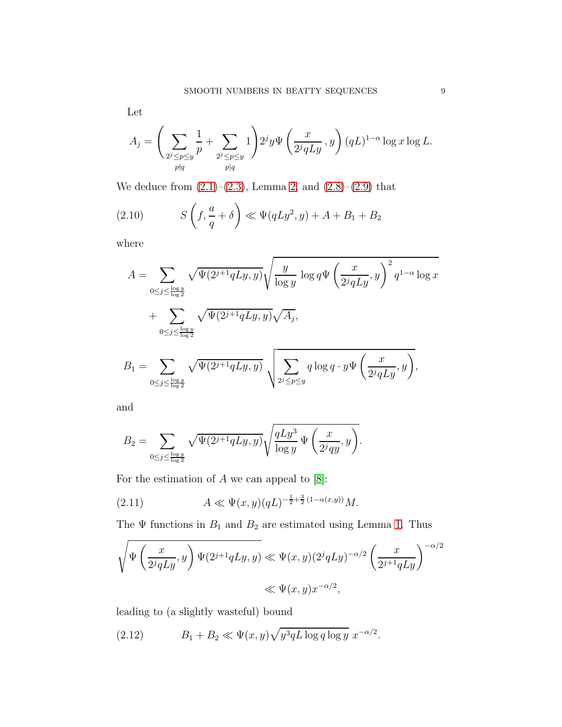Let

$$A_j = \left( \sum_{\substack{2^j \le p \le y \\ p \nmid q}} \frac{1}{p} + \sum_{\substack{2^j \le p \le y \\ p | q}} 1 \right) 2^j y \Psi\left(\frac{x}{2^j q L y}\,, y\right) (qL)^{1-\alpha} \log x \log L.$$

We deduce from (2.1)–(2.3), Lemma 2, and (2.8)–(2.9) that

$$S\left(f, \frac{a}{q} + \delta\right) \ll \Psi(qLy^2, y) + A + B_1 + B_2 \tag{2.10}$$

where

$$A = \sum_{0 \le j \le \frac{\log y}{\log 2}} \sqrt{\Psi(2^{j+1}qLy, y)} \sqrt{\frac{y}{\log y}\, \log q \Psi\left(\frac{x}{2^j q L y}, y\right)^2 q^{1-\alpha} \log x}$$

$$+ \sum_{0 \le j \le \frac{\log y}{\log 2}} \sqrt{\Psi(2^{j+1}qLy, y)} \sqrt{A_j},$$

$$B_1 = \sum_{0 \le j \le \frac{\log y}{\log 2}} \sqrt{\Psi(2^{j+1}qLy, y)}\, \sqrt{\sum_{2^j \le p \le y} q \log q \cdot y \Psi\left(\frac{x}{2^j q L y}, y\right)},$$

and

$$B_2 = \sum_{0 \le j \le \frac{\log y}{\log 2}} \sqrt{\Psi(2^{j+1}qLy, y)} \sqrt{\frac{qLy^3}{\log y}\, \Psi\left(\frac{x}{2^j q y}, y\right)}.$$

For the estimation of $A$ we can appeal to [8]:

$$A \ll \Psi(x, y) (qL)^{-\frac{1}{2} + \frac{3}{2}\,(1 - \alpha(x,y))} M. \tag{2.11}$$

The $\Psi$ functions in $B_1$ and $B_2$ are estimated using Lemma 1. Thus

$$\sqrt{\Psi\left(\frac{x}{2^j q L y}, y\right) \Psi(2^{j+1}qLy, y)} \ll \Psi(x, y)(2^j qLy)^{-\alpha/2} \left(\frac{x}{2^{j+1}qLy}\right)^{-\alpha/2}$$

$$\ll \Psi(x, y) x^{-\alpha/2},$$

leading to (a slightly wasteful) bound

$$B_1 + B_2 \ll \Psi(x, y) \sqrt{y^3 qL \log q \log y}\; x^{-\alpha/2}. \tag{2.12}$$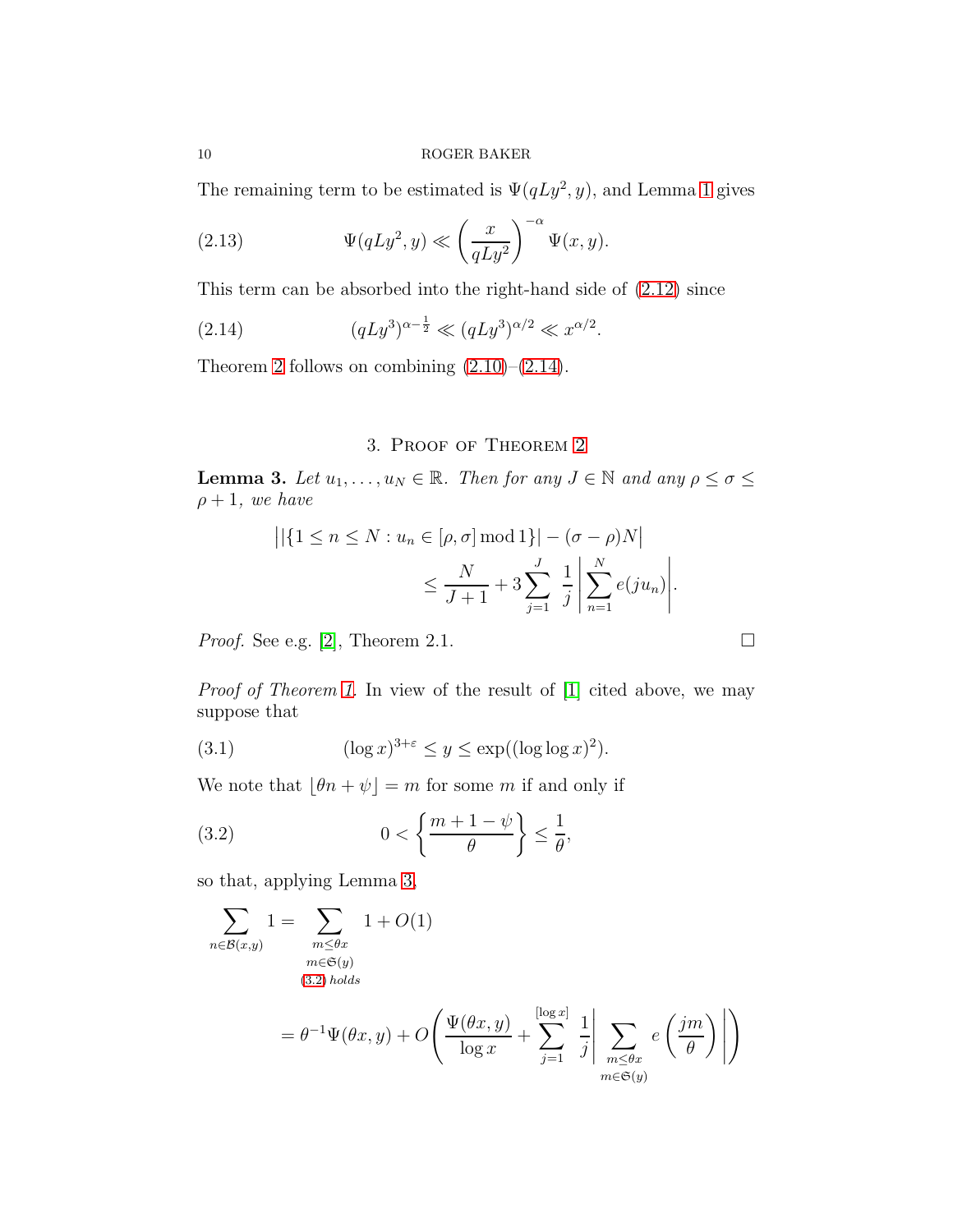The remaining term to be estimated is $\Psi(qLy^2, y)$, and Lemma 1 gives

$$\Psi(qLy^2, y) \ll \left(\frac{x}{qLy^2}\right)^{-\alpha} \Psi(x, y). \tag{2.13}$$

This term can be absorbed into the right-hand side of (2.12) since

$$(qLy^3)^{\alpha - \frac{1}{2}} \ll (qLy^3)^{\alpha/2} \ll x^{\alpha/2}. \tag{2.14}$$

Theorem 2 follows on combining (2.10)–(2.14).

## 3. Proof of Theorem 2

**Lemma 3.** *Let $u_1, \ldots, u_N \in \mathbb{R}$. Then for any $J \in \mathbb{N}$ and any $\rho \le \sigma \le \rho + 1$, we have*

$$\big||\{1 \le n \le N : u_n \in [\rho, \sigma] \bmod 1\}| - (\sigma - \rho)N\big| \le \frac{N}{J+1} + 3\sum_{j=1}^{J} \frac{1}{j}\left|\sum_{n=1}^{N} e(ju_n)\right|.$$

*Proof.* See e.g. [2], Theorem 2.1. $\square$

*Proof of Theorem 1.* In view of the result of [1] cited above, we may suppose that

$$(\log x)^{3+\varepsilon} \le y \le \exp((\log\log x)^2). \tag{3.1}$$

We note that $\lfloor \theta n + \psi \rfloor = m$ for some $m$ if and only if

$$0 < \left\{\frac{m + 1 - \psi}{\theta}\right\} \le \frac{1}{\theta}, \tag{3.2}$$

so that, applying Lemma 3,

$$\sum_{n \in \mathcal{B}(x,y)} 1 = \sum_{\substack{m \le \theta x \\ m \in \mathfrak{S}(y) \\ (3.2)\ \text{holds}}} 1 + O(1)$$

$$= \theta^{-1}\Psi(\theta x, y) + O\left(\frac{\Psi(\theta x, y)}{\log x} + \sum_{j=1}^{[\log x]} \frac{1}{j}\left|\sum_{\substack{m \le \theta x \\ m \in \mathfrak{S}(y)}} e\left(\frac{jm}{\theta}\right)\right|\right)$$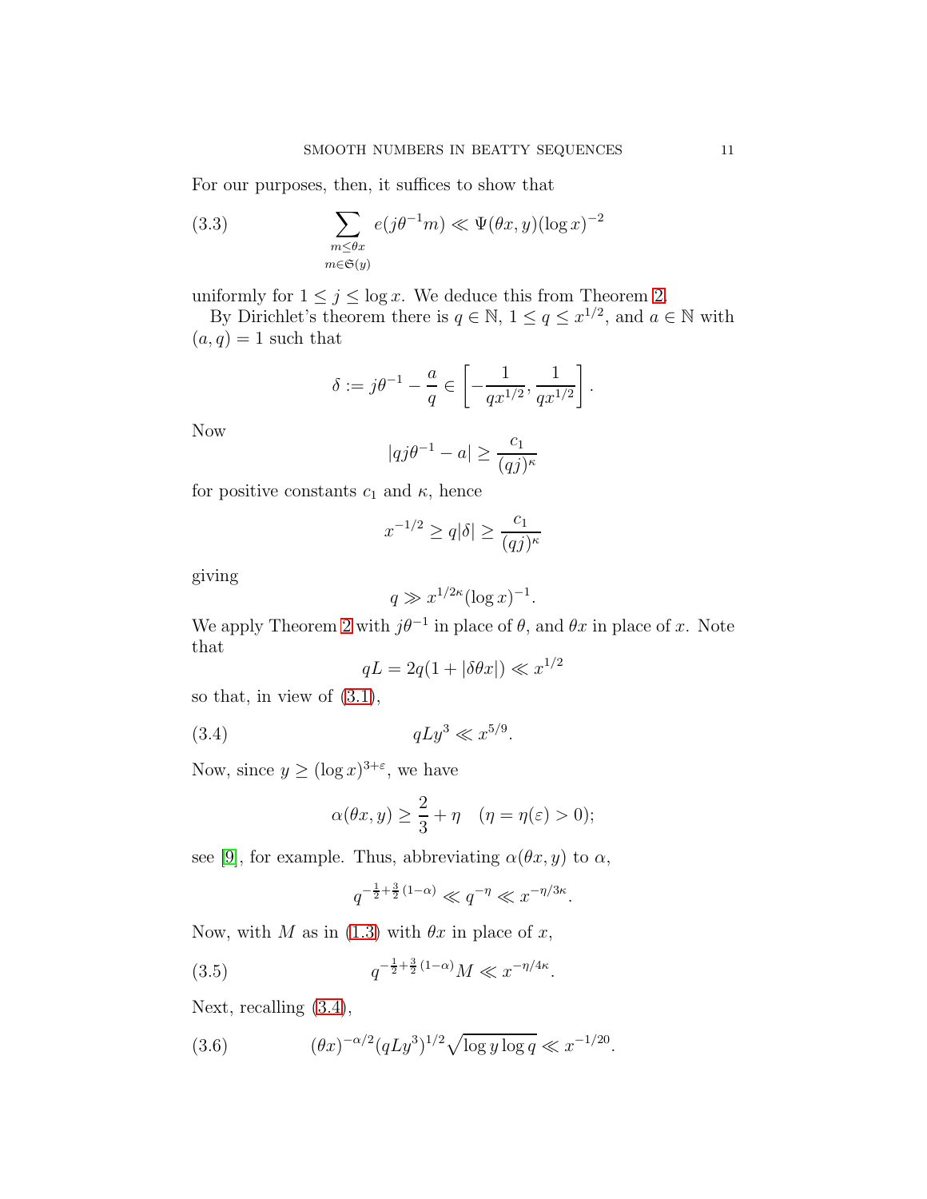For our purposes, then, it suffices to show that

$$\sum_{\substack{m \le \theta x \\ m \in \mathfrak{S}(y)}} e(j\theta^{-1} m) \ll \Psi(\theta x, y)(\log x)^{-2} \tag{3.3}$$

uniformly for $1 \le j \le \log x$. We deduce this from Theorem 2.

By Dirichlet's theorem there is $q \in \mathbb{N}$, $1 \le q \le x^{1/2}$, and $a \in \mathbb{N}$ with $(a, q) = 1$ such that

$$\delta := j\theta^{-1} - \frac{a}{q} \in \left[ -\frac{1}{qx^{1/2}}, \frac{1}{qx^{1/2}} \right].$$

Now

$$|qj\theta^{-1} - a| \ge \frac{c_1}{(qj)^\kappa}$$

for positive constants $c_1$ and $\kappa$, hence

$$x^{-1/2} \ge q|\delta| \ge \frac{c_1}{(qj)^\kappa}$$

giving

$$q \gg x^{1/2\kappa} (\log x)^{-1}.$$

We apply Theorem 2 with $j\theta^{-1}$ in place of $\theta$, and $\theta x$ in place of $x$. Note that

$$qL = 2q(1 + |\delta \theta x|) \ll x^{1/2}$$

so that, in view of (3.1),

$$qLy^3 \ll x^{5/9}. \tag{3.4}$$

Now, since $y \ge (\log x)^{3+\varepsilon}$, we have

$$\alpha(\theta x, y) \ge \frac{2}{3} + \eta \quad (\eta = \eta(\varepsilon) > 0);$$

see [9], for example. Thus, abbreviating $\alpha(\theta x, y)$ to $\alpha$,

$$q^{-\frac{1}{2} + \frac{3}{2}(1-\alpha)} \ll q^{-\eta} \ll x^{-\eta/3\kappa}.$$

Now, with $M$ as in (1.3) with $\theta x$ in place of $x$,

$$q^{-\frac{1}{2} + \frac{3}{2}(1-\alpha)} M \ll x^{-\eta/4\kappa}. \tag{3.5}$$

Next, recalling (3.4),

$$(\theta x)^{-\alpha/2} (qLy^3)^{1/2} \sqrt{\log y \log q} \ll x^{-1/20}. \tag{3.6}$$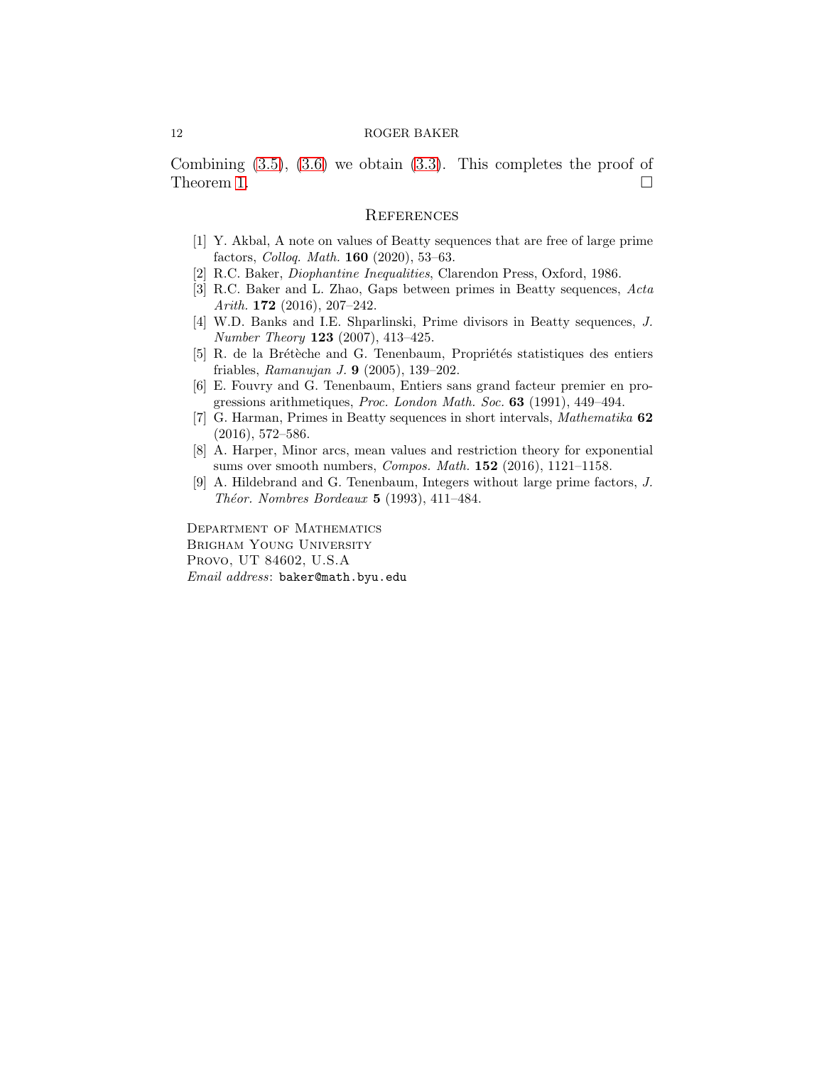Combining (3.5), (3.6) we obtain (3.3). This completes the proof of Theorem 1. □

## References

[1] Y. Akbal, A note on values of Beatty sequences that are free of large prime factors, *Colloq. Math.* **160** (2020), 53–63.

[2] R.C. Baker, *Diophantine Inequalities*, Clarendon Press, Oxford, 1986.

[3] R.C. Baker and L. Zhao, Gaps between primes in Beatty sequences, *Acta Arith.* **172** (2016), 207–242.

[4] W.D. Banks and I.E. Shparlinski, Prime divisors in Beatty sequences, *J. Number Theory* **123** (2007), 413–425.

[5] R. de la Brétèche and G. Tenenbaum, Propriétés statistiques des entiers friables, *Ramanujan J.* **9** (2005), 139–202.

[6] E. Fouvry and G. Tenenbaum, Entiers sans grand facteur premier en progressions arithmetiques, *Proc. London Math. Soc.* **63** (1991), 449–494.

[7] G. Harman, Primes in Beatty sequences in short intervals, *Mathematika* **62** (2016), 572–586.

[8] A. Harper, Minor arcs, mean values and restriction theory for exponential sums over smooth numbers, *Compos. Math.* **152** (2016), 1121–1158.

[9] A. Hildebrand and G. Tenenbaum, Integers without large prime factors, *J. Théor. Nombres Bordeaux* **5** (1993), 411–484.

Department of Mathematics
Brigham Young University
Provo, UT 84602, U.S.A
*Email address*: `baker@math.byu.edu`